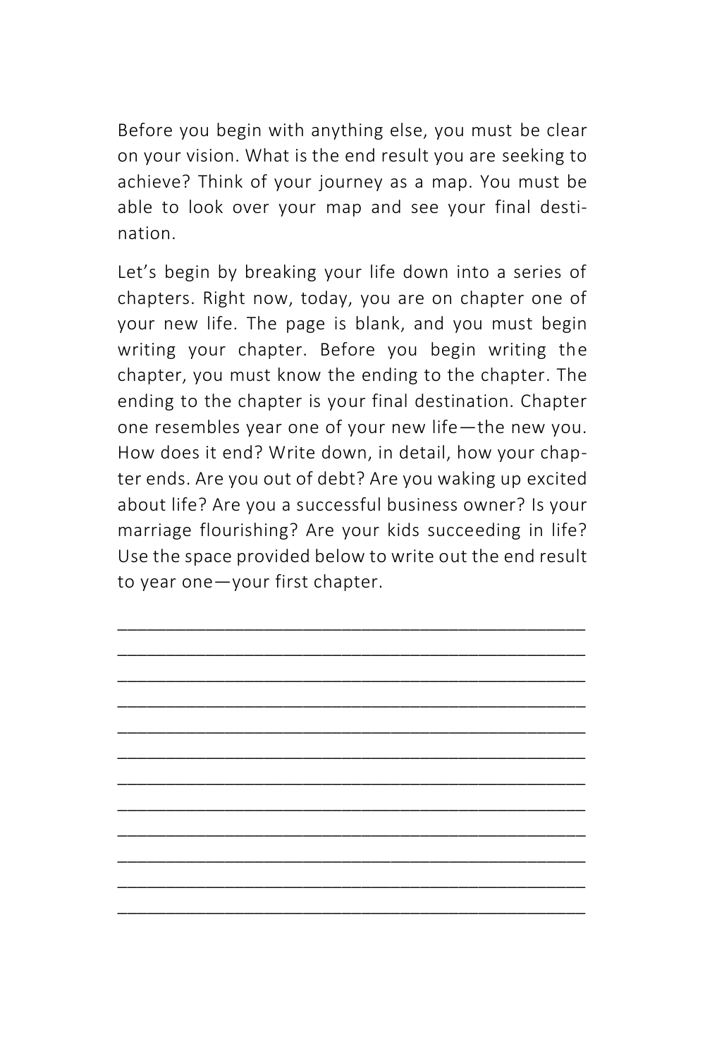Before you begin with anything else, you must be clear on your vision. What is the end result you are seeking to achieve? Think of your journey as a map. You must be able to look over your map and see your final destination.

Let's begin by breaking your life down into a series of chapters. Right now, today, you are on chapter one of your new life. The page is blank, and you must begin writing your chapter. Before you begin writing the chapter, you must know the ending to the chapter. The ending to the chapter is your final destination. Chapter one resembles year one of your new life—the new you. How does it end? Write down, in detail, how your chapter ends. Are you out of debt? Are you waking up excited about life? Are you a successful business owner? Is your marriage flourishing? Are your kids succeeding in life? Use the space provided below to write out the end result to year one—your first chapter.

______________________________________________

______________________________________________

______________________________________________

______________________________________________

______________________________________________

______________________________________________

______________________________________________

______________________________________________

______________________________________________

______________________________________________

______________________________________________

______________________________________________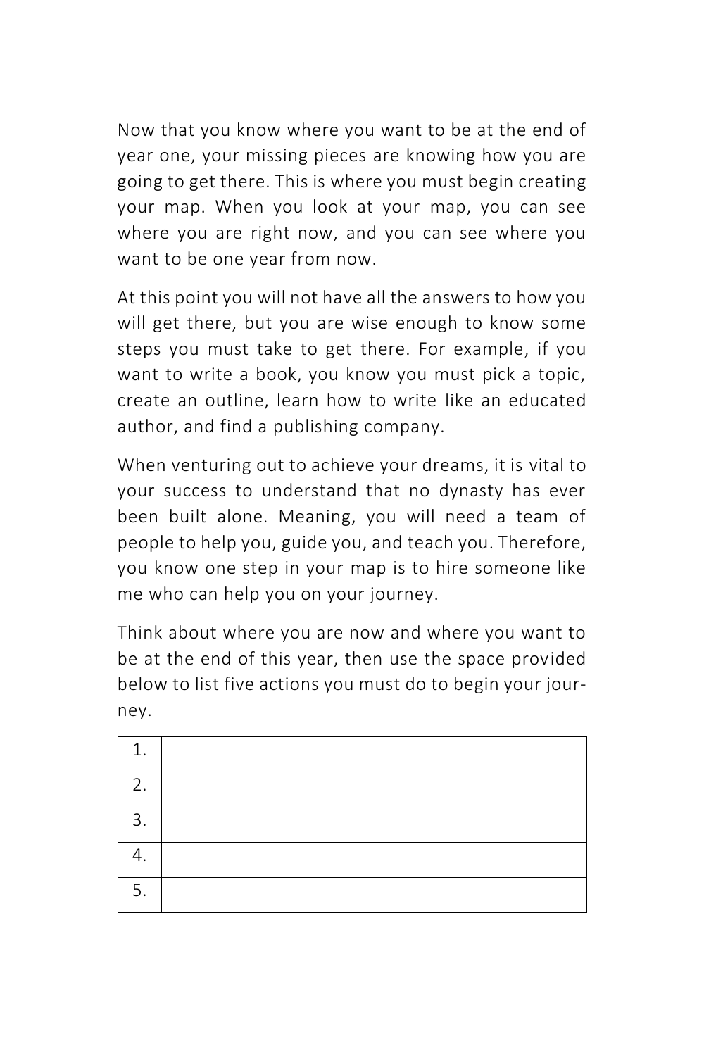Now that you know where you want to be at the end of year one, your missing pieces are knowing how you are going to get there. This is where you must begin creating your map. When you look at your map, you can see where you are right now, and you can see where you want to be one year from now.

At this point you will not have all the answers to how you will get there, but you are wise enough to know some steps you must take to get there. For example, if you want to write a book, you know you must pick a topic, create an outline, learn how to write like an educated author, and find a publishing company.

When venturing out to achieve your dreams, it is vital to your success to understand that no dynasty has ever been built alone. Meaning, you will need a team of people to help you, guide you, and teach you. Therefore, you know one step in your map is to hire someone like me who can help you on your journey.

Think about where you are now and where you want to be at the end of this year, then use the space provided below to list five actions you must do to begin your journey.

| | |
|---|---|
| 1. | |
| 2. | |
| 3. | |
| 4. | |
| 5. | |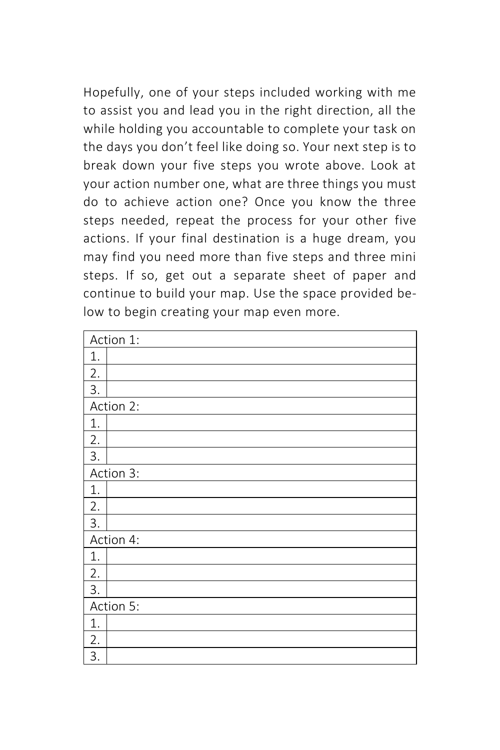Hopefully, one of your steps included working with me to assist you and lead you in the right direction, all the while holding you accountable to complete your task on the days you don't feel like doing so. Your next step is to break down your five steps you wrote above. Look at your action number one, what are three things you must do to achieve action one? Once you know the three steps needed, repeat the process for your other five actions. If your final destination is a huge dream, you may find you need more than five steps and three mini steps. If so, get out a separate sheet of paper and continue to build your map. Use the space provided below to begin creating your map even more.

| Action 1: | |
|---|---|
| 1. | |
| 2. | |
| 3. | |
| Action 2: | |
| 1. | |
| 2. | |
| 3. | |
| Action 3: | |
| 1. | |
| 2. | |
| 3. | |
| Action 4: | |
| 1. | |
| 2. | |
| 3. | |
| Action 5: | |
| 1. | |
| 2. | |
| 3. | |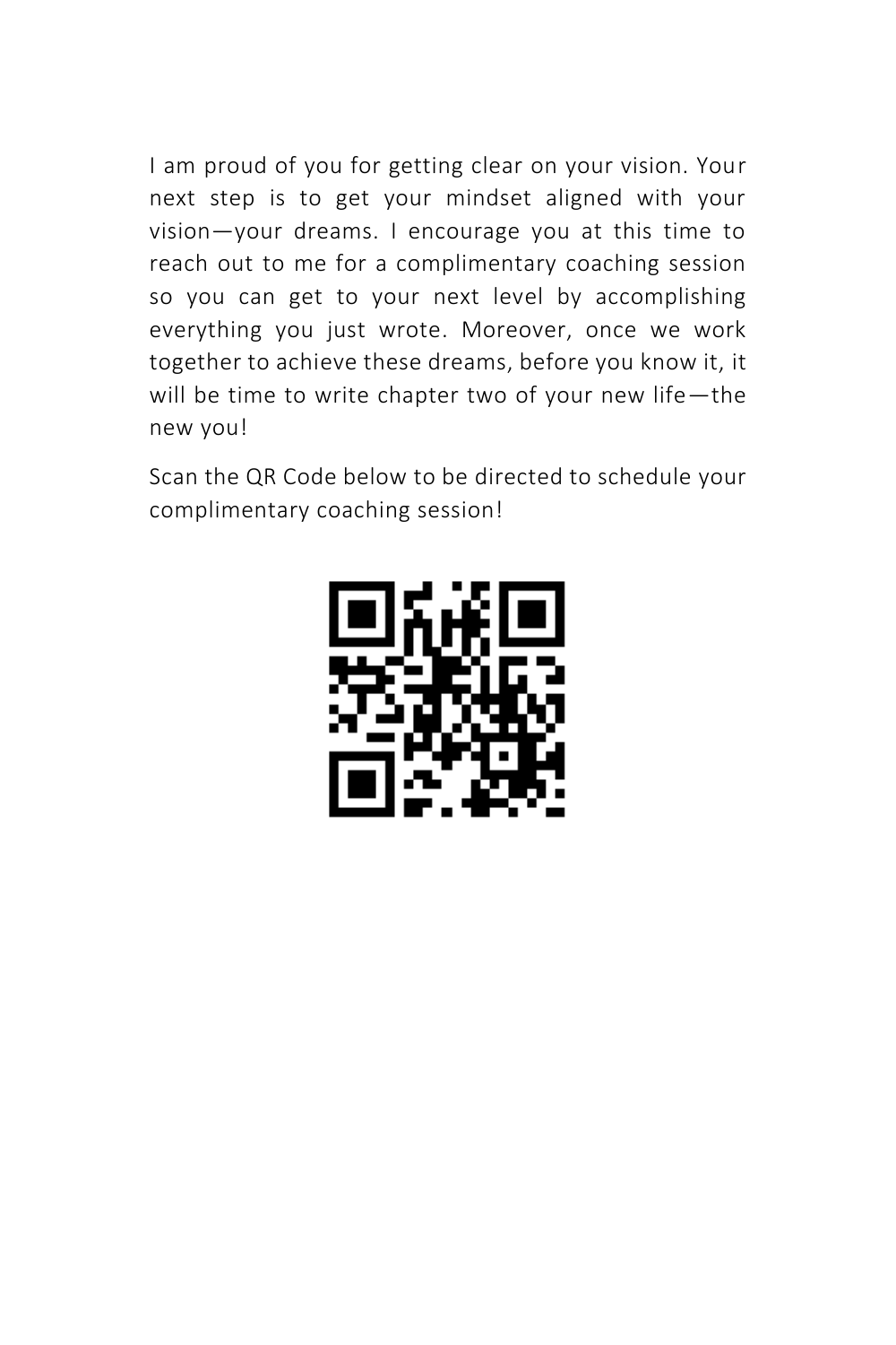I am proud of you for getting clear on your vision. Your next step is to get your mindset aligned with your vision—your dreams. I encourage you at this time to reach out to me for a complimentary coaching session so you can get to your next level by accomplishing everything you just wrote. Moreover, once we work together to achieve these dreams, before you know it, it will be time to write chapter two of your new life—the new you!

Scan the QR Code below to be directed to schedule your complimentary coaching session!